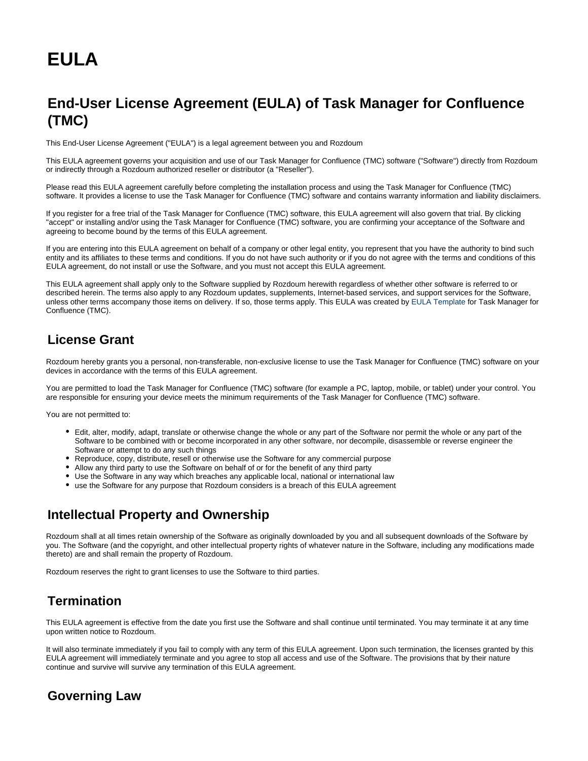# EULA

## End-User License Agreement (EULA) of Task Manager for Confluence (TMC)

This End-User License Agreement ("EULA") is a legal agreement between you and Rozdoum

This EULA agreement governs your acquisition and use of our Task Manager for Confluence (TMC) software ("Software") directly from Rozdoum or indirectly through a Rozdoum authorized reseller or distributor (a "Reseller").

Please read this EULA agreement carefully before completing the installation process and using the Task Manager for Confluence (TMC) software. It provides a license to use the Task Manager for Confluence (TMC) software and contains warranty information and liability disclaimers.

If you register for a free trial of the Task Manager for Confluence (TMC) software, this EULA agreement will also govern that trial. By clicking "accept" or installing and/or using the Task Manager for Confluence (TMC) software, you are confirming your acceptance of the Software and agreeing to become bound by the terms of this EULA agreement.

If you are entering into this EULA agreement on behalf of a company or other legal entity, you represent that you have the authority to bind such entity and its affiliates to these terms and conditions. If you do not have such authority or if you do not agree with the terms and conditions of this EULA agreement, do not install or use the Software, and you must not accept this EULA agreement.

This EULA agreement shall apply only to the Software supplied by Rozdoum herewith regardless of whether other software is referred to or described herein. The terms also apply to any Rozdoum updates, supplements, Internet-based services, and support services for the Software, unless other terms accompany those items on delivery. If so, those terms apply. This EULA was created by EULA Template for Task Manager for Confluence (TMC).

## License Grant

Rozdoum hereby grants you a personal, non-transferable, non-exclusive license to use the Task Manager for Confluence (TMC) software on your devices in accordance with the terms of this EULA agreement.

You are permitted to load the Task Manager for Confluence (TMC) software (for example a PC, laptop, mobile, or tablet) under your control. You are responsible for ensuring your device meets the minimum requirements of the Task Manager for Confluence (TMC) software.

You are not permitted to:

- Edit, alter, modify, adapt, translate or otherwise change the whole or any part of the Software nor permit the whole or any part of the Software to be combined with or become incorporated in any other software, nor decompile, disassemble or reverse engineer the Software or attempt to do any such things
- Reproduce, copy, distribute, resell or otherwise use the Software for any commercial purpose
- Allow any third party to use the Software on behalf of or for the benefit of any third party
- Use the Software in any way which breaches any applicable local, national or international law
- use the Software for any purpose that Rozdoum considers is a breach of this EULA agreement

## Intellectual Property and Ownership

Rozdoum shall at all times retain ownership of the Software as originally downloaded by you and all subsequent downloads of the Software by you. The Software (and the copyright, and other intellectual property rights of whatever nature in the Software, including any modifications made thereto) are and shall remain the property of Rozdoum.

Rozdoum reserves the right to grant licenses to use the Software to third parties.

## Termination

This EULA agreement is effective from the date you first use the Software and shall continue until terminated. You may terminate it at any time upon written notice to Rozdoum.

It will also terminate immediately if you fail to comply with any term of this EULA agreement. Upon such termination, the licenses granted by this EULA agreement will immediately terminate and you agree to stop all access and use of the Software. The provisions that by their nature continue and survive will survive any termination of this EULA agreement.

## Governing Law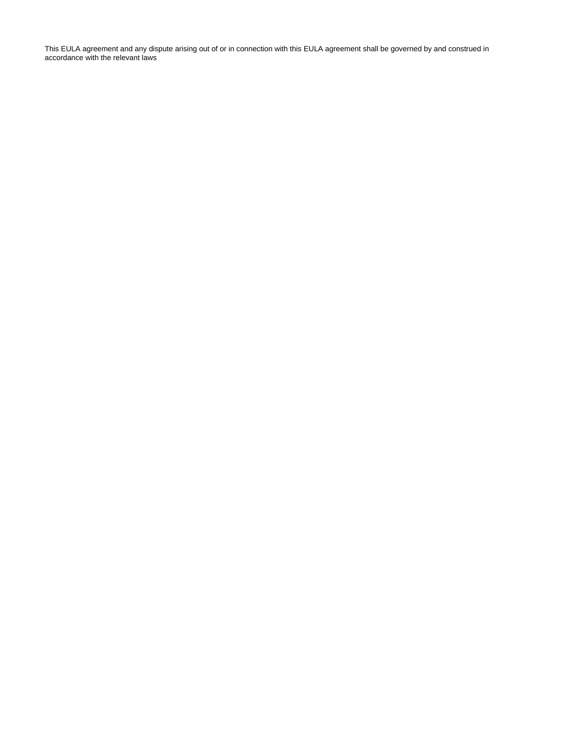This EULA agreement and any dispute arising out of or in connection with this EULA agreement shall be governed by and construed in accordance with the relevant laws